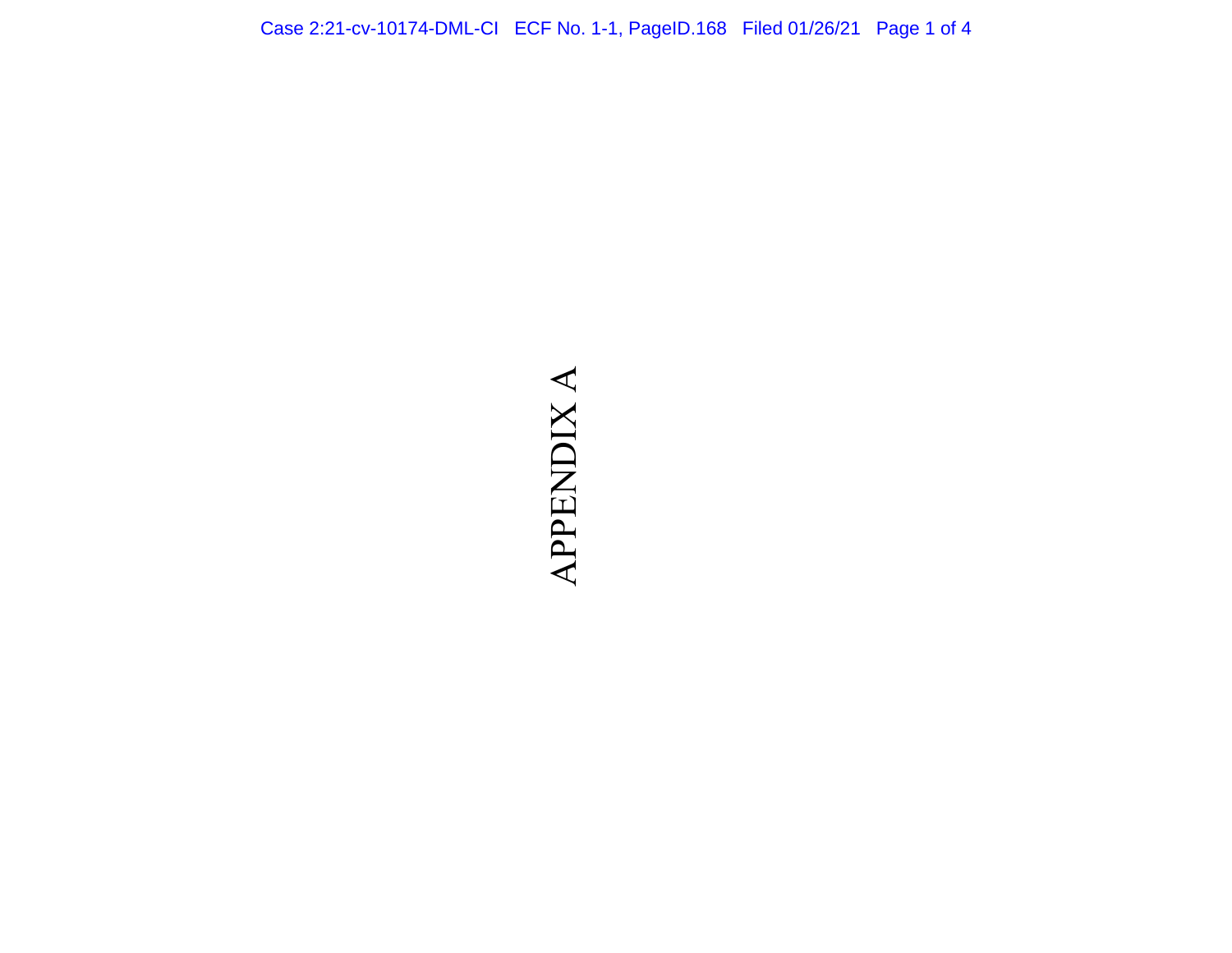# APPENDIX A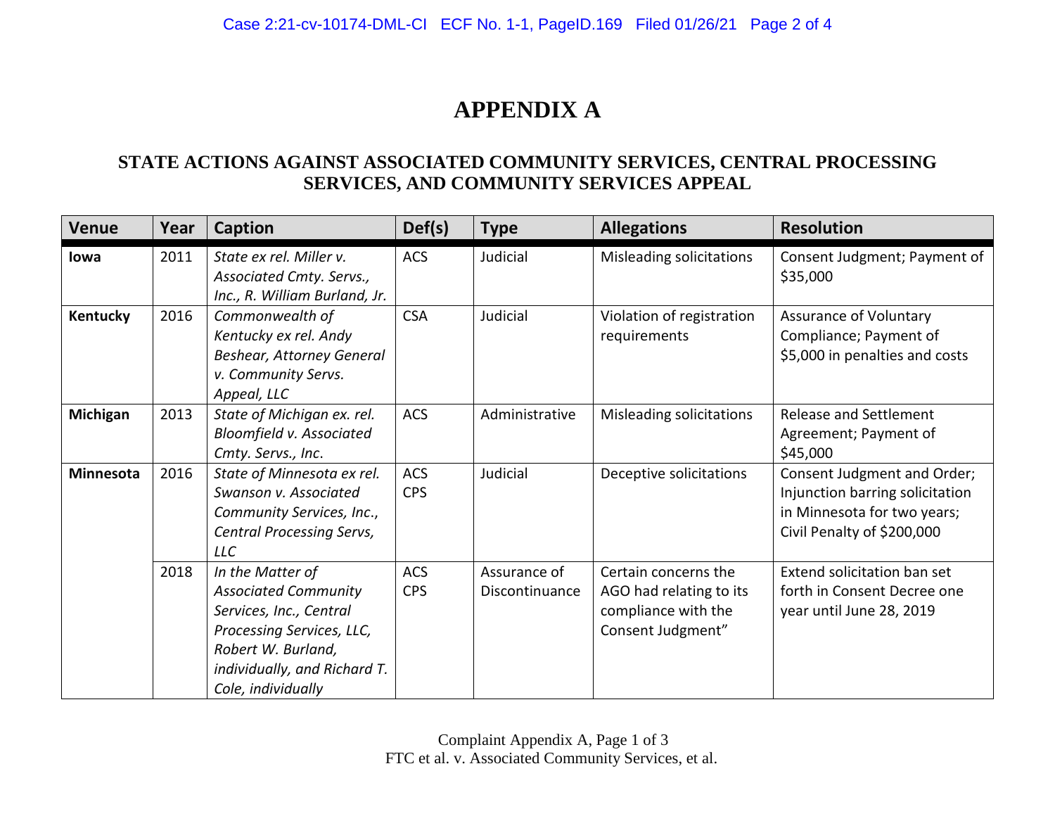# APPENDIX A

## STATE ACTIONS AGAINST ASSOCIATED COMMUNITY SERVICES, CENTRAL PROCESSING SERVICES, AND COMMUNITY SERVICES APPEAL

| Venue | Year | Caption | Def(s) | Type | Allegations | Resolution |
|---|---|---|---|---|---|---|
| **Iowa** | 2011 | *State ex rel. Miller v. Associated Cmty. Servs., Inc., R. William Burland, Jr.* | ACS | Judicial | Misleading solicitations | Consent Judgment; Payment of $35,000 |
| **Kentucky** | 2016 | *Commonwealth of Kentucky ex rel. Andy Beshear, Attorney General v. Community Servs. Appeal, LLC* | CSA | Judicial | Violation of registration requirements | Assurance of Voluntary Compliance; Payment of $5,000 in penalties and costs |
| **Michigan** | 2013 | *State of Michigan ex. rel. Bloomfield v. Associated Cmty. Servs., Inc.* | ACS | Administrative | Misleading solicitations | Release and Settlement Agreement; Payment of $45,000 |
| **Minnesota** | 2016 | *State of Minnesota ex rel. Swanson v. Associated Community Services, Inc., Central Processing Servs, LLC* | ACS CPS | Judicial | Deceptive solicitations | Consent Judgment and Order; Injunction barring solicitation in Minnesota for two years; Civil Penalty of $200,000 |
| | 2018 | *In the Matter of Associated Community Services, Inc., Central Processing Services, LLC, Robert W. Burland, individually, and Richard T. Cole, individually* | ACS CPS | Assurance of Discontinuance | Certain concerns the AGO had relating to its compliance with the Consent Judgment" | Extend solicitation ban set forth in Consent Decree one year until June 28, 2019 |

Complaint Appendix A, Page 1 of 3
FTC et al. v. Associated Community Services, et al.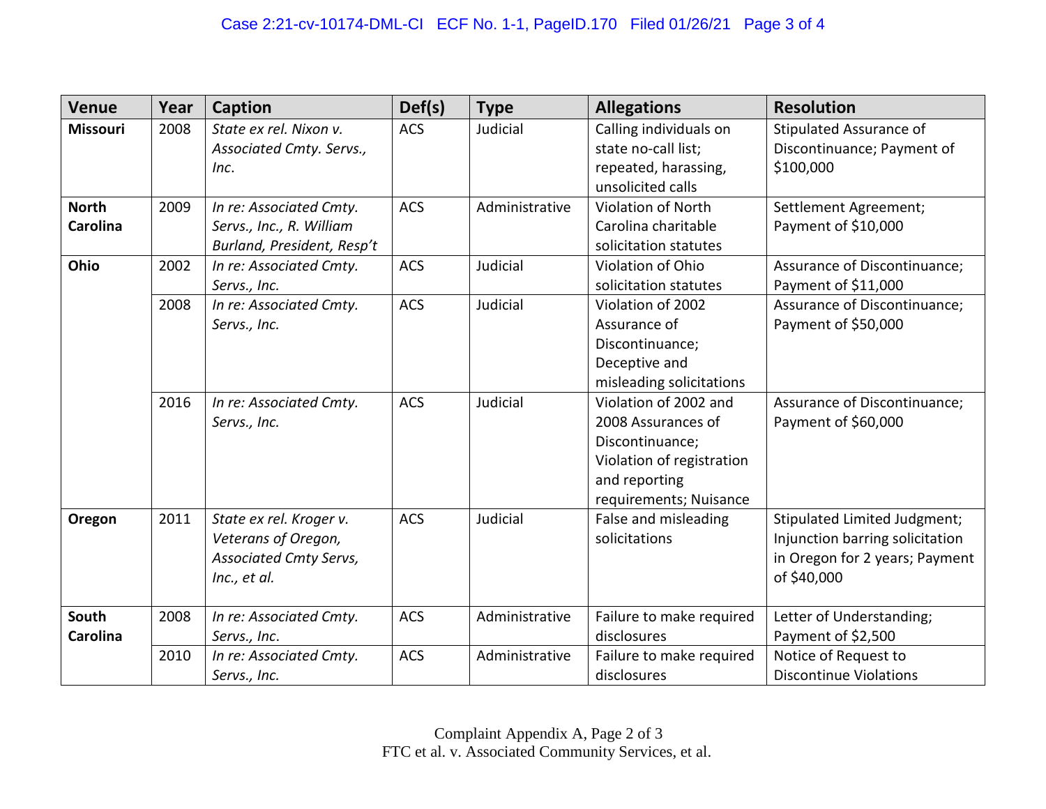| Venue | Year | Caption | Def(s) | Type | Allegations | Resolution |
|---|---|---|---|---|---|---|
| **Missouri** | 2008 | *State ex rel. Nixon v. Associated Cmty. Servs., Inc.* | ACS | Judicial | Calling individuals on state no-call list; repeated, harassing, unsolicited calls | Stipulated Assurance of Discontinuance; Payment of $100,000 |
| **North Carolina** | 2009 | *In re: Associated Cmty. Servs., Inc., R. William Burland, President, Resp't* | ACS | Administrative | Violation of North Carolina charitable solicitation statutes | Settlement Agreement; Payment of $10,000 |
| **Ohio** | 2002 | *In re: Associated Cmty. Servs., Inc.* | ACS | Judicial | Violation of Ohio solicitation statutes | Assurance of Discontinuance; Payment of $11,000 |
| | 2008 | *In re: Associated Cmty. Servs., Inc.* | ACS | Judicial | Violation of 2002 Assurance of Discontinuance; Deceptive and misleading solicitations | Assurance of Discontinuance; Payment of $50,000 |
| | 2016 | *In re: Associated Cmty. Servs., Inc.* | ACS | Judicial | Violation of 2002 and 2008 Assurances of Discontinuance; Violation of registration and reporting requirements; Nuisance | Assurance of Discontinuance; Payment of $60,000 |
| **Oregon** | 2011 | *State ex rel. Kroger v. Veterans of Oregon, Associated Cmty Servs, Inc., et al.* | ACS | Judicial | False and misleading solicitations | Stipulated Limited Judgment; Injunction barring solicitation in Oregon for 2 years; Payment of $40,000 |
| **South Carolina** | 2008 | *In re: Associated Cmty. Servs., Inc.* | ACS | Administrative | Failure to make required disclosures | Letter of Understanding; Payment of $2,500 |
| | 2010 | *In re: Associated Cmty. Servs., Inc.* | ACS | Administrative | Failure to make required disclosures | Notice of Request to Discontinue Violations |

Complaint Appendix A, Page 2 of 3
FTC et al. v. Associated Community Services, et al.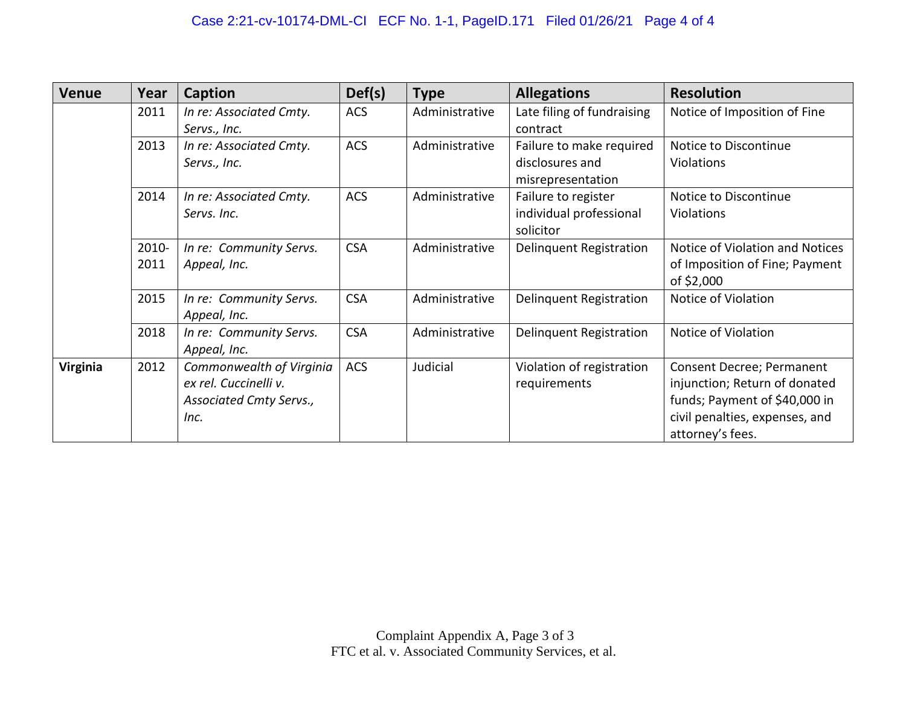| Venue | Year | Caption | Def(s) | Type | Allegations | Resolution |
|---|---|---|---|---|---|---|
| | 2011 | *In re: Associated Cmty. Servs., Inc.* | ACS | Administrative | Late filing of fundraising contract | Notice of Imposition of Fine |
| | 2013 | *In re: Associated Cmty. Servs., Inc.* | ACS | Administrative | Failure to make required disclosures and misrepresentation | Notice to Discontinue Violations |
| | 2014 | *In re: Associated Cmty. Servs. Inc.* | ACS | Administrative | Failure to register individual professional solicitor | Notice to Discontinue Violations |
| | 2010-2011 | *In re: Community Servs. Appeal, Inc.* | CSA | Administrative | Delinquent Registration | Notice of Violation and Notices of Imposition of Fine; Payment of $2,000 |
| | 2015 | *In re: Community Servs. Appeal, Inc.* | CSA | Administrative | Delinquent Registration | Notice of Violation |
| | 2018 | *In re: Community Servs. Appeal, Inc.* | CSA | Administrative | Delinquent Registration | Notice of Violation |
| **Virginia** | 2012 | *Commonwealth of Virginia ex rel. Cuccinelli v. Associated Cmty Servs., Inc.* | ACS | Judicial | Violation of registration requirements | Consent Decree; Permanent injunction; Return of donated funds; Payment of $40,000 in civil penalties, expenses, and attorney's fees. |

Complaint Appendix A, Page 3 of 3
FTC et al. v. Associated Community Services, et al.